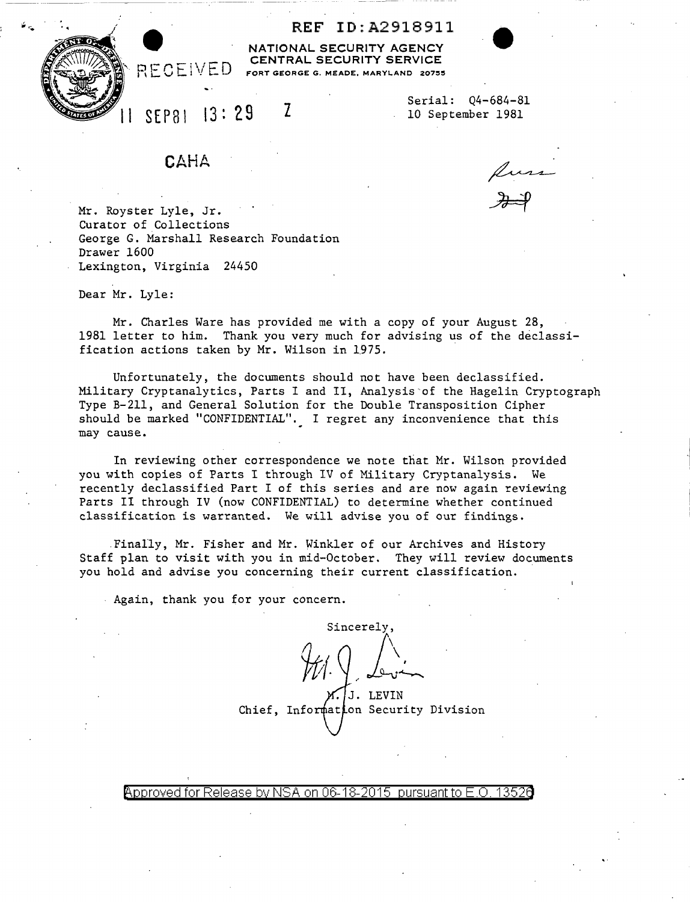REF ID:A2918911

NATIONAL SECURITY AGENCY
CENTRAL SECURITY SERVICE
FORT GEORGE G. MEADE, MARYLAND 20755

RECEIVED

11 SEP81 13:29 Z

Serial: Q4-684-81
10 September 1981

CAHA

Mr. Royster Lyle, Jr.
Curator of Collections
George G. Marshall Research Foundation
Drawer 1600
Lexington, Virginia 24450

Dear Mr. Lyle:

Mr. Charles Ware has provided me with a copy of your August 28, 1981 letter to him. Thank you very much for advising us of the declassification actions taken by Mr. Wilson in 1975.

Unfortunately, the documents should not have been declassified. Military Cryptanalytics, Parts I and II, Analysis of the Hagelin Cryptograph Type B-211, and General Solution for the Double Transposition Cipher should be marked "CONFIDENTIAL". I regret any inconvenience that this may cause.

In reviewing other correspondence we note that Mr. Wilson provided you with copies of Parts I through IV of Military Cryptanalysis. We recently declassified Part I of this series and are now again reviewing Parts II through IV (now CONFIDENTIAL) to determine whether continued classification is warranted. We will advise you of our findings.

Finally, Mr. Fisher and Mr. Winkler of our Archives and History Staff plan to visit with you in mid-October. They will review documents you hold and advise you concerning their current classification.

Again, thank you for your concern.

Sincerely,

M. J. LEVIN
Chief, Information Security Division

Approved for Release by NSA on 06-18-2015 pursuant to E.O. 13526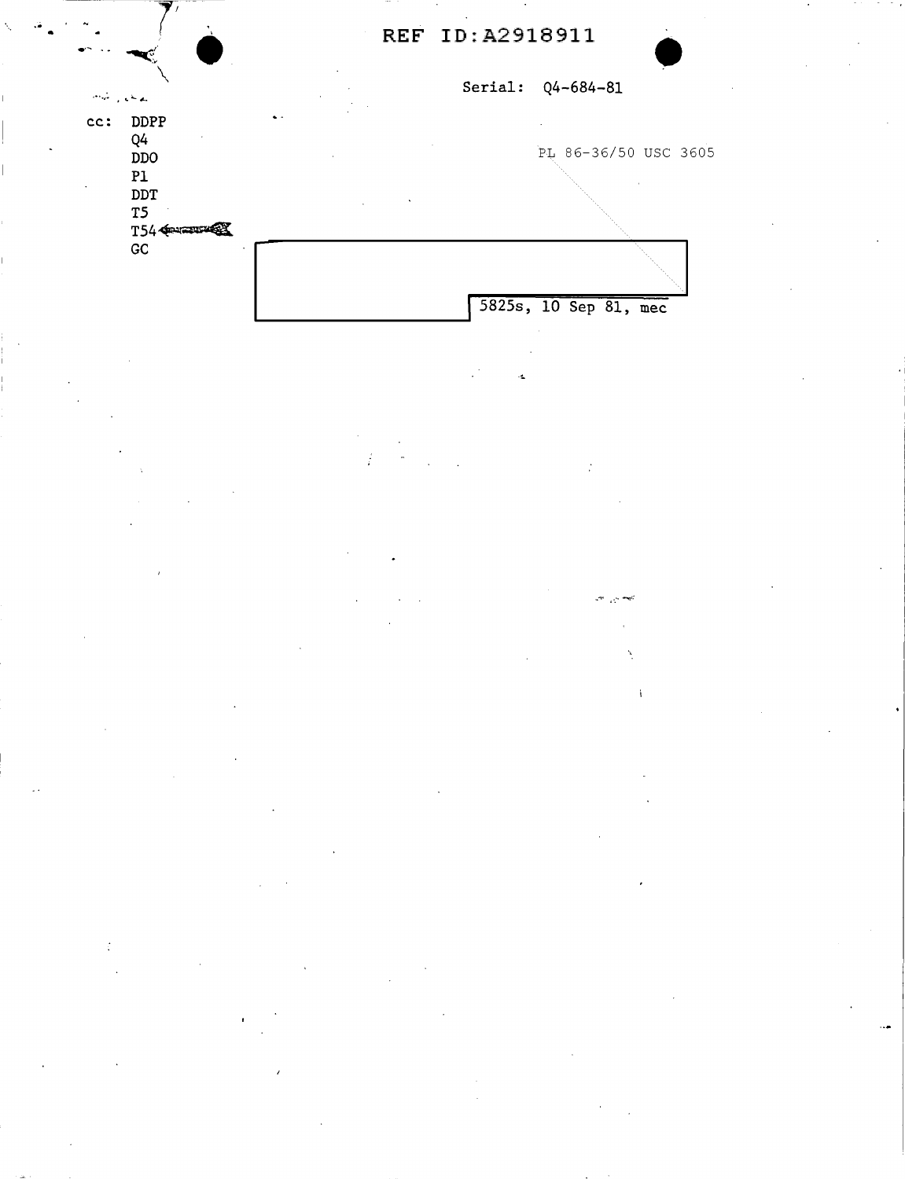REF ID:A2918911

Serial: Q4-684-81

cc: DDPP
Q4
DDO
P1
DDT
T5
T54
GC

PL 86-36/50 USC 3605

5825s, 10 Sep 81, mec